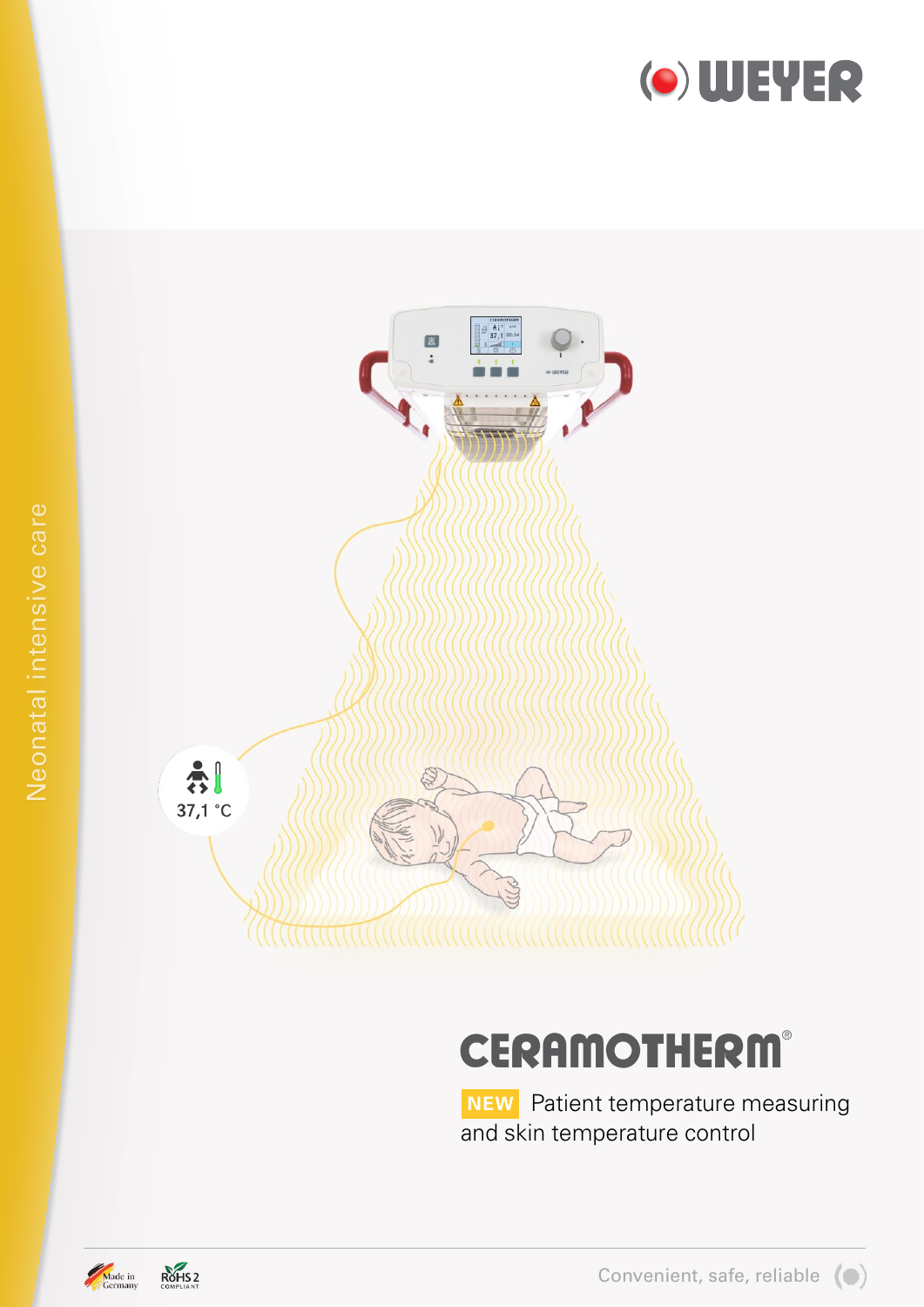WEYER

Neonatal intensive care

37,1 °C

# CERAMOTHERM®

NEW Patient temperature measuring and skin temperature control

Made in Germany

RoHS 2 COMPLIANT

Convenient, safe, reliable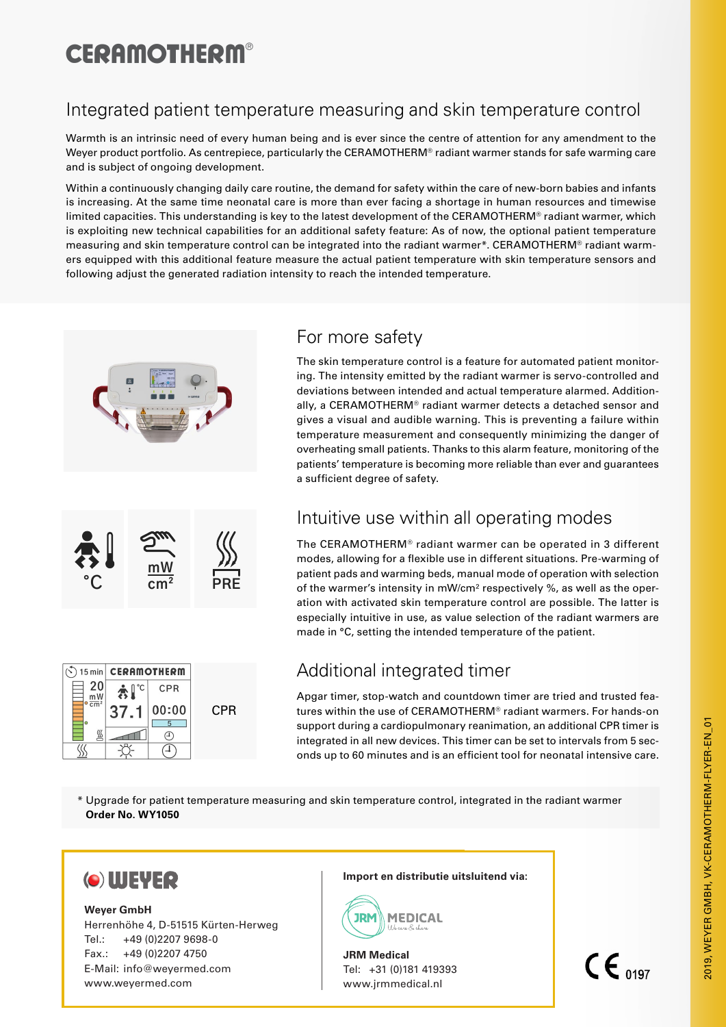# CERAMOTHERM®

## Integrated patient temperature measuring and skin temperature control

Warmth is an intrinsic need of every human being and is ever since the centre of attention for any amendment to the Weyer product portfolio. As centrepiece, particularly the CERAMOTHERM® radiant warmer stands for safe warming care and is subject of ongoing development.

Within a continuously changing daily care routine, the demand for safety within the care of new-born babies and infants is increasing. At the same time neonatal care is more than ever facing a shortage in human resources and timewise limited capacities. This understanding is key to the latest development of the CERAMOTHERM® radiant warmer, which is exploiting new technical capabilities for an additional safety feature: As of now, the optional patient temperature measuring and skin temperature control can be integrated into the radiant warmer*. CERAMOTHERM® radiant warmers equipped with this additional feature measure the actual patient temperature with skin temperature sensors and following adjust the generated radiation intensity to reach the intended temperature.

## For more safety

The skin temperature control is a feature for automated patient monitoring. The intensity emitted by the radiant warmer is servo-controlled and deviations between intended and actual temperature alarmed. Additionally, a CERAMOTHERM® radiant warmer detects a detached sensor and gives a visual and audible warning. This is preventing a failure within temperature measurement and consequently minimizing the danger of overheating small patients. Thanks to this alarm feature, monitoring of the patients' temperature is becoming more reliable than ever and guarantees a sufficient degree of safety.

°C

mW/cm²

PRE

## Intuitive use within all operating modes

The CERAMOTHERM® radiant warmer can be operated in 3 different modes, allowing for a flexible use in different situations. Pre-warming of patient pads and warming beds, manual mode of operation with selection of the warmer's intensity in mW/cm² respectively %, as well as the operation with activated skin temperature control are possible. The latter is especially intuitive in use, as value selection of the radiant warmers are made in °C, setting the intended temperature of the patient.

15 min CERAMOTHERM 20 mW/cm² °C 37.1 CPR 00:00 5

CPR

## Additional integrated timer

Apgar timer, stop-watch and countdown timer are tried and trusted features within the use of CERAMOTHERM® radiant warmers. For hands-on support during a cardiopulmonary reanimation, an additional CPR timer is integrated in all new devices. This timer can be set to intervals from 5 seconds up to 60 minutes and is an efficient tool for neonatal intensive care.

\* Upgrade for patient temperature measuring and skin temperature control, integrated in the radiant warmer
**Order No. WY1050**

WEYER

**Weyer GmbH**
Herrenhöhe 4, D-51515 Kürten-Herweg
Tel.: +49 (0)2207 9698-0
Fax.: +49 (0)2207 4750
E-Mail: info@weyermed.com
www.weyermed.com

**Import en distributie uitsluitend via:**

JRM MEDICAL
We care & share

**JRM Medical**
Tel: +31 (0)181 419393
www.jrmmedical.nl

CE 0197

2019, WEYER GMBH, VK-CERAMOTHERM-FLYER-EN_01